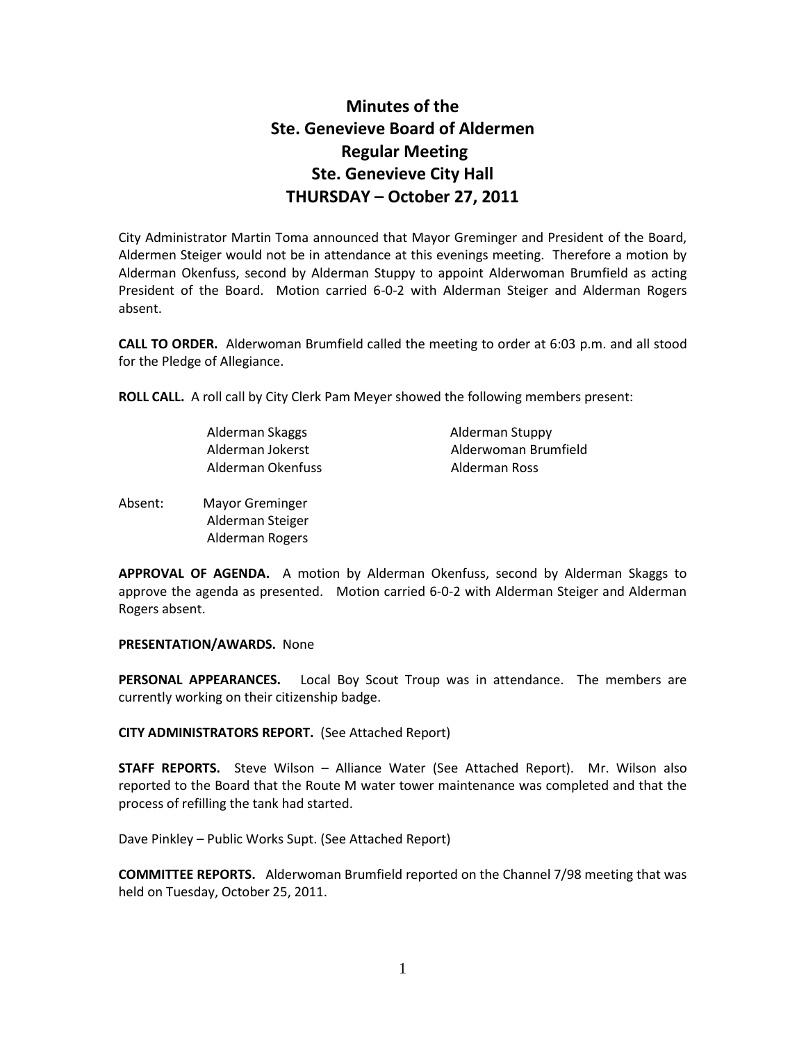# Minutes of the
# Ste. Genevieve Board of Aldermen
# Regular Meeting
# Ste. Genevieve City Hall
# THURSDAY – October 27, 2011

City Administrator Martin Toma announced that Mayor Greminger and President of the Board, Aldermen Steiger would not be in attendance at this evenings meeting. Therefore a motion by Alderman Okenfuss, second by Alderman Stuppy to appoint Alderwoman Brumfield as acting President of the Board. Motion carried 6-0-2 with Alderman Steiger and Alderman Rogers absent.

**CALL TO ORDER.** Alderwoman Brumfield called the meeting to order at 6:03 p.m. and all stood for the Pledge of Allegiance.

**ROLL CALL.** A roll call by City Clerk Pam Meyer showed the following members present:

Alderman Skaggs
Alderman Jokerst
Alderman Okenfuss
Alderman Stuppy
Alderwoman Brumfield
Alderman Ross

Absent:
Mayor Greminger
Alderman Steiger
Alderman Rogers

**APPROVAL OF AGENDA.** A motion by Alderman Okenfuss, second by Alderman Skaggs to approve the agenda as presented. Motion carried 6-0-2 with Alderman Steiger and Alderman Rogers absent.

**PRESENTATION/AWARDS.** None

**PERSONAL APPEARANCES.** Local Boy Scout Troup was in attendance. The members are currently working on their citizenship badge.

**CITY ADMINISTRATORS REPORT.** (See Attached Report)

**STAFF REPORTS.** Steve Wilson – Alliance Water (See Attached Report). Mr. Wilson also reported to the Board that the Route M water tower maintenance was completed and that the process of refilling the tank had started.

Dave Pinkley – Public Works Supt. (See Attached Report)

**COMMITTEE REPORTS.** Alderwoman Brumfield reported on the Channel 7/98 meeting that was held on Tuesday, October 25, 2011.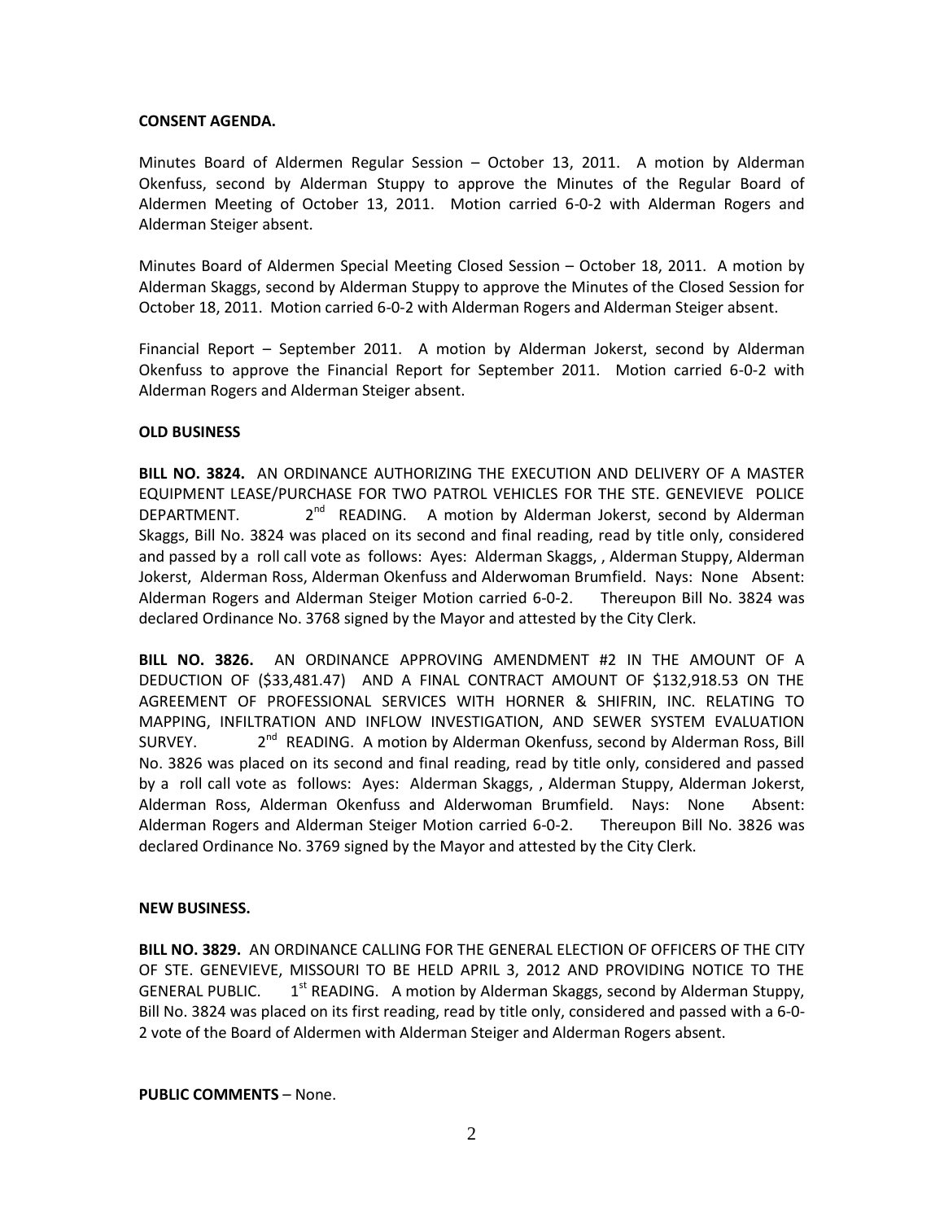**CONSENT AGENDA.**

Minutes Board of Aldermen Regular Session – October 13, 2011. A motion by Alderman Okenfuss, second by Alderman Stuppy to approve the Minutes of the Regular Board of Aldermen Meeting of October 13, 2011. Motion carried 6-0-2 with Alderman Rogers and Alderman Steiger absent.

Minutes Board of Aldermen Special Meeting Closed Session – October 18, 2011. A motion by Alderman Skaggs, second by Alderman Stuppy to approve the Minutes of the Closed Session for October 18, 2011. Motion carried 6-0-2 with Alderman Rogers and Alderman Steiger absent.

Financial Report – September 2011. A motion by Alderman Jokerst, second by Alderman Okenfuss to approve the Financial Report for September 2011. Motion carried 6-0-2 with Alderman Rogers and Alderman Steiger absent.

**OLD BUSINESS**

**BILL NO. 3824.** AN ORDINANCE AUTHORIZING THE EXECUTION AND DELIVERY OF A MASTER EQUIPMENT LEASE/PURCHASE FOR TWO PATROL VEHICLES FOR THE STE. GENEVIEVE POLICE DEPARTMENT. 2nd READING. A motion by Alderman Jokerst, second by Alderman Skaggs, Bill No. 3824 was placed on its second and final reading, read by title only, considered and passed by a roll call vote as follows: Ayes: Alderman Skaggs, , Alderman Stuppy, Alderman Jokerst, Alderman Ross, Alderman Okenfuss and Alderwoman Brumfield. Nays: None Absent: Alderman Rogers and Alderman Steiger Motion carried 6-0-2. Thereupon Bill No. 3824 was declared Ordinance No. 3768 signed by the Mayor and attested by the City Clerk.

**BILL NO. 3826.** AN ORDINANCE APPROVING AMENDMENT #2 IN THE AMOUNT OF A DEDUCTION OF ($33,481.47) AND A FINAL CONTRACT AMOUNT OF $132,918.53 ON THE AGREEMENT OF PROFESSIONAL SERVICES WITH HORNER & SHIFRIN, INC. RELATING TO MAPPING, INFILTRATION AND INFLOW INVESTIGATION, AND SEWER SYSTEM EVALUATION SURVEY. 2nd READING. A motion by Alderman Okenfuss, second by Alderman Ross, Bill No. 3826 was placed on its second and final reading, read by title only, considered and passed by a roll call vote as follows: Ayes: Alderman Skaggs, , Alderman Stuppy, Alderman Jokerst, Alderman Ross, Alderman Okenfuss and Alderwoman Brumfield. Nays: None Absent: Alderman Rogers and Alderman Steiger Motion carried 6-0-2. Thereupon Bill No. 3826 was declared Ordinance No. 3769 signed by the Mayor and attested by the City Clerk.

**NEW BUSINESS.**

**BILL NO. 3829.** AN ORDINANCE CALLING FOR THE GENERAL ELECTION OF OFFICERS OF THE CITY OF STE. GENEVIEVE, MISSOURI TO BE HELD APRIL 3, 2012 AND PROVIDING NOTICE TO THE GENERAL PUBLIC. 1st READING. A motion by Alderman Skaggs, second by Alderman Stuppy, Bill No. 3824 was placed on its first reading, read by title only, considered and passed with a 6-0-2 vote of the Board of Aldermen with Alderman Steiger and Alderman Rogers absent.

**PUBLIC COMMENTS** – None.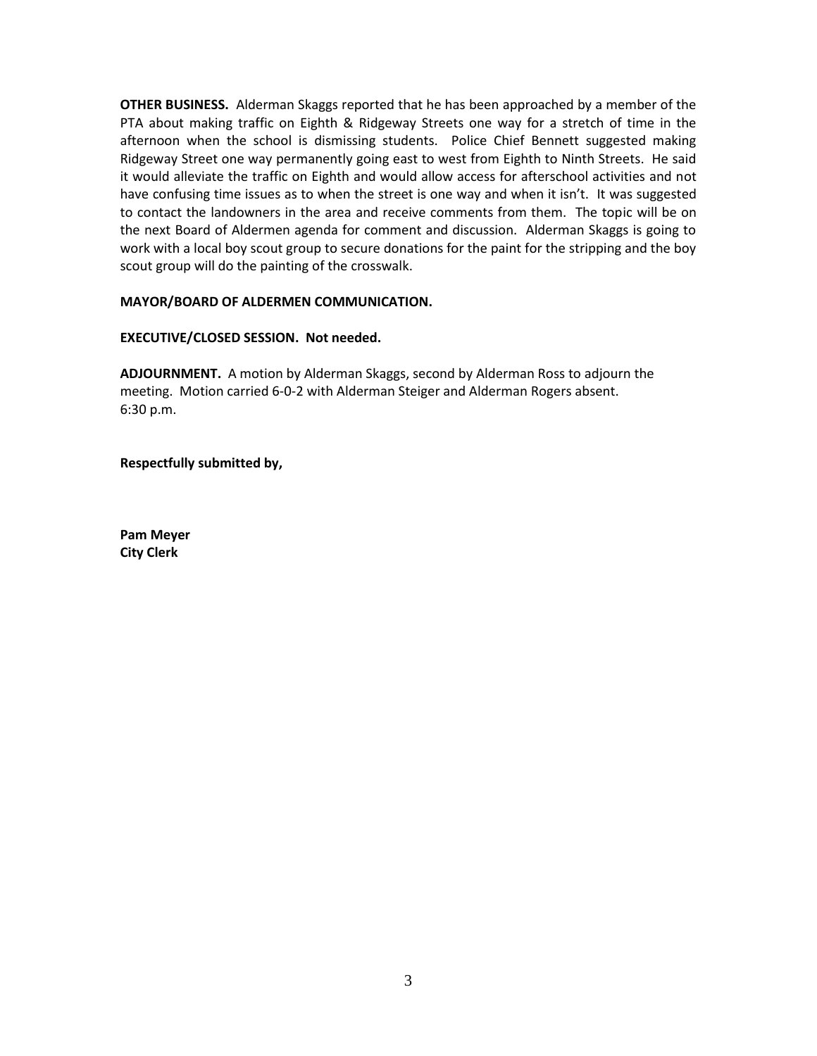**OTHER BUSINESS.** Alderman Skaggs reported that he has been approached by a member of the PTA about making traffic on Eighth & Ridgeway Streets one way for a stretch of time in the afternoon when the school is dismissing students. Police Chief Bennett suggested making Ridgeway Street one way permanently going east to west from Eighth to Ninth Streets. He said it would alleviate the traffic on Eighth and would allow access for afterschool activities and not have confusing time issues as to when the street is one way and when it isn't. It was suggested to contact the landowners in the area and receive comments from them. The topic will be on the next Board of Aldermen agenda for comment and discussion. Alderman Skaggs is going to work with a local boy scout group to secure donations for the paint for the stripping and the boy scout group will do the painting of the crosswalk.

**MAYOR/BOARD OF ALDERMEN COMMUNICATION.**

**EXECUTIVE/CLOSED SESSION. Not needed.**

**ADJOURNMENT.** A motion by Alderman Skaggs, second by Alderman Ross to adjourn the meeting. Motion carried 6-0-2 with Alderman Steiger and Alderman Rogers absent.
6:30 p.m.

**Respectfully submitted by,**

**Pam Meyer**
**City Clerk**